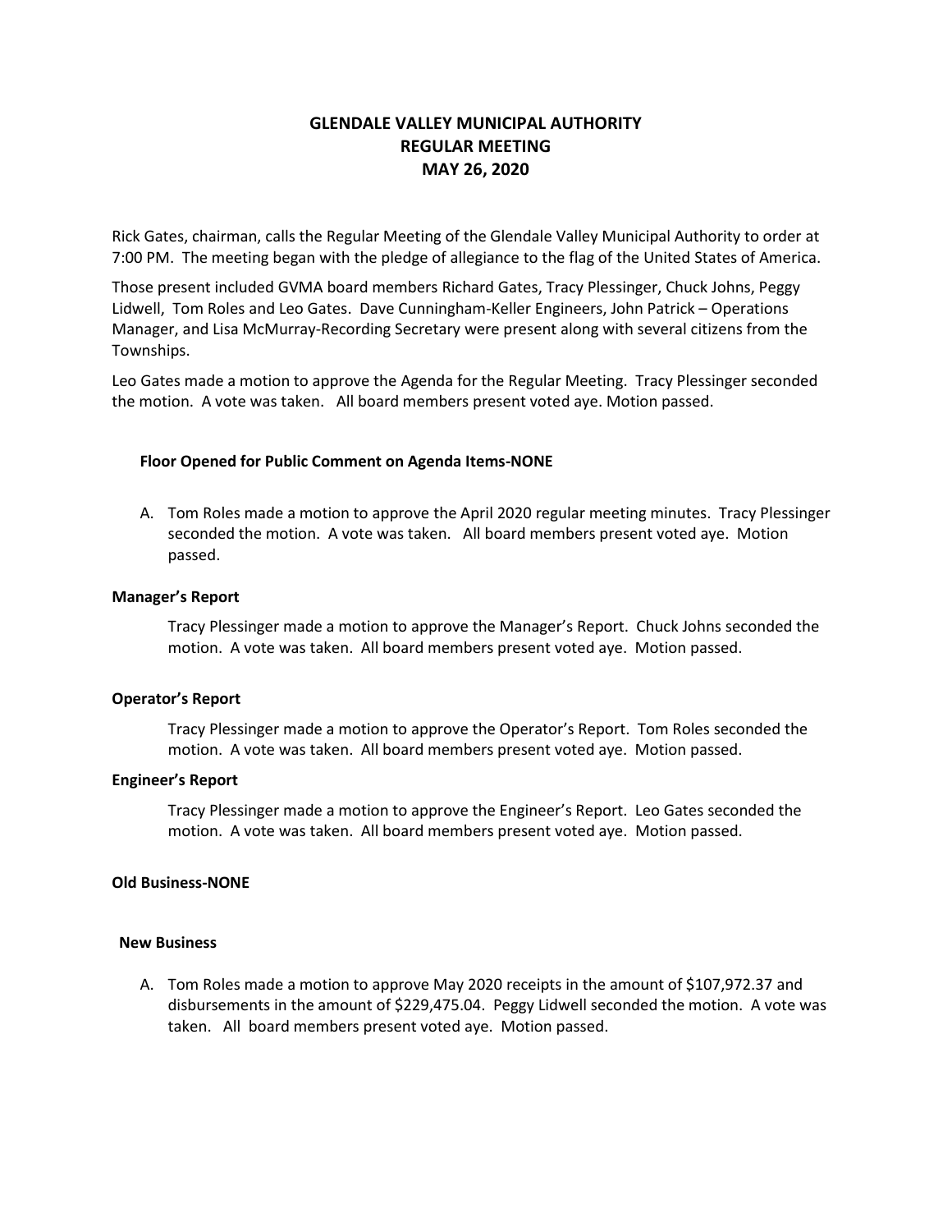# GLENDALE VALLEY MUNICIPAL AUTHORITY
## REGULAR MEETING
## MAY 26, 2020

Rick Gates, chairman, calls the Regular Meeting of the Glendale Valley Municipal Authority to order at 7:00 PM. The meeting began with the pledge of allegiance to the flag of the United States of America.

Those present included GVMA board members Richard Gates, Tracy Plessinger, Chuck Johns, Peggy Lidwell, Tom Roles and Leo Gates. Dave Cunningham-Keller Engineers, John Patrick – Operations Manager, and Lisa McMurray-Recording Secretary were present along with several citizens from the Townships.

Leo Gates made a motion to approve the Agenda for the Regular Meeting. Tracy Plessinger seconded the motion. A vote was taken. All board members present voted aye. Motion passed.

**Floor Opened for Public Comment on Agenda Items-NONE**

A. Tom Roles made a motion to approve the April 2020 regular meeting minutes. Tracy Plessinger seconded the motion. A vote was taken. All board members present voted aye. Motion passed.

**Manager's Report**

Tracy Plessinger made a motion to approve the Manager's Report. Chuck Johns seconded the motion. A vote was taken. All board members present voted aye. Motion passed.

**Operator's Report**

Tracy Plessinger made a motion to approve the Operator's Report. Tom Roles seconded the motion. A vote was taken. All board members present voted aye. Motion passed.

**Engineer's Report**

Tracy Plessinger made a motion to approve the Engineer's Report. Leo Gates seconded the motion. A vote was taken. All board members present voted aye. Motion passed.

**Old Business-NONE**

**New Business**

A. Tom Roles made a motion to approve May 2020 receipts in the amount of $107,972.37 and disbursements in the amount of $229,475.04. Peggy Lidwell seconded the motion. A vote was taken. All board members present voted aye. Motion passed.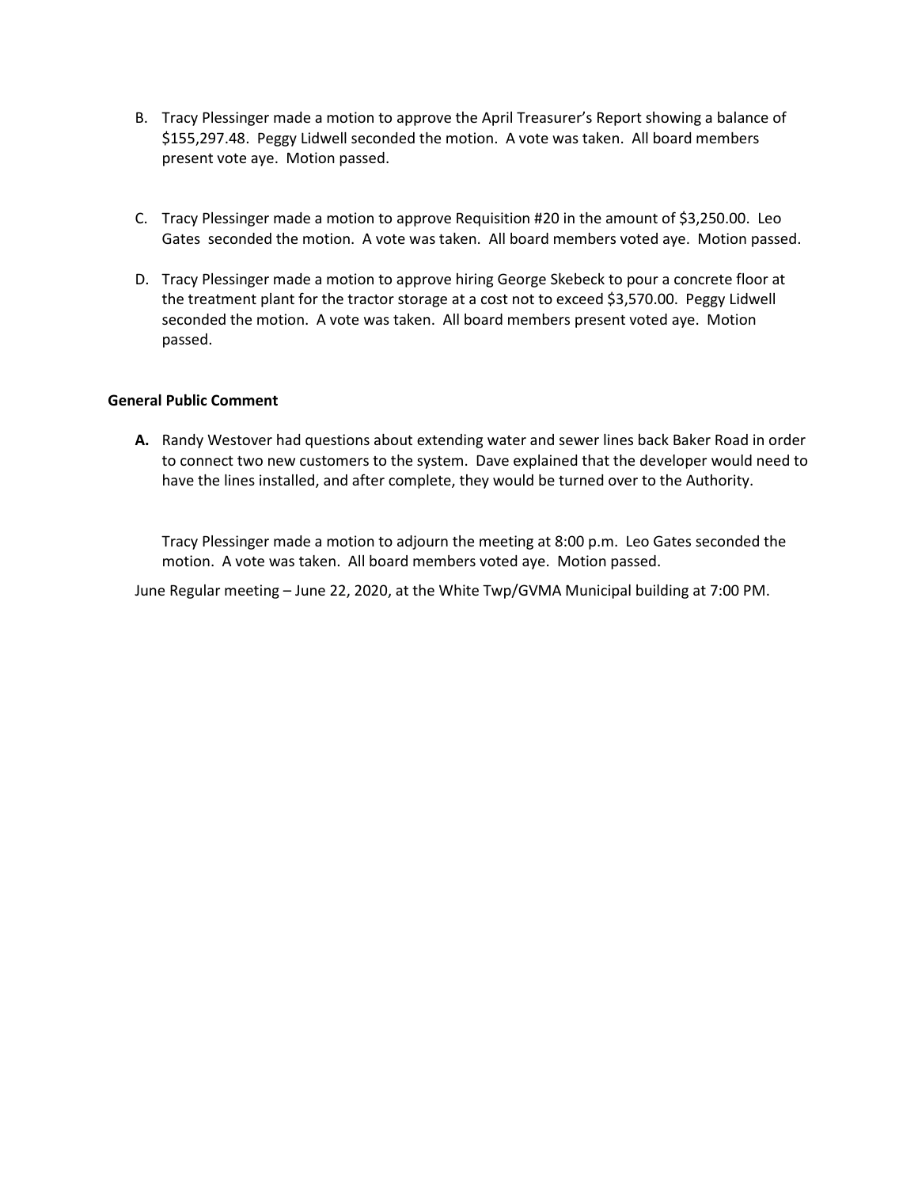B. Tracy Plessinger made a motion to approve the April Treasurer's Report showing a balance of $155,297.48. Peggy Lidwell seconded the motion. A vote was taken. All board members present vote aye. Motion passed.

C. Tracy Plessinger made a motion to approve Requisition #20 in the amount of $3,250.00. Leo Gates seconded the motion. A vote was taken. All board members voted aye. Motion passed.

D. Tracy Plessinger made a motion to approve hiring George Skebeck to pour a concrete floor at the treatment plant for the tractor storage at a cost not to exceed $3,570.00. Peggy Lidwell seconded the motion. A vote was taken. All board members present voted aye. Motion passed.

**General Public Comment**

**A.** Randy Westover had questions about extending water and sewer lines back Baker Road in order to connect two new customers to the system. Dave explained that the developer would need to have the lines installed, and after complete, they would be turned over to the Authority.

Tracy Plessinger made a motion to adjourn the meeting at 8:00 p.m. Leo Gates seconded the motion. A vote was taken. All board members voted aye. Motion passed.

June Regular meeting – June 22, 2020, at the White Twp/GVMA Municipal building at 7:00 PM.